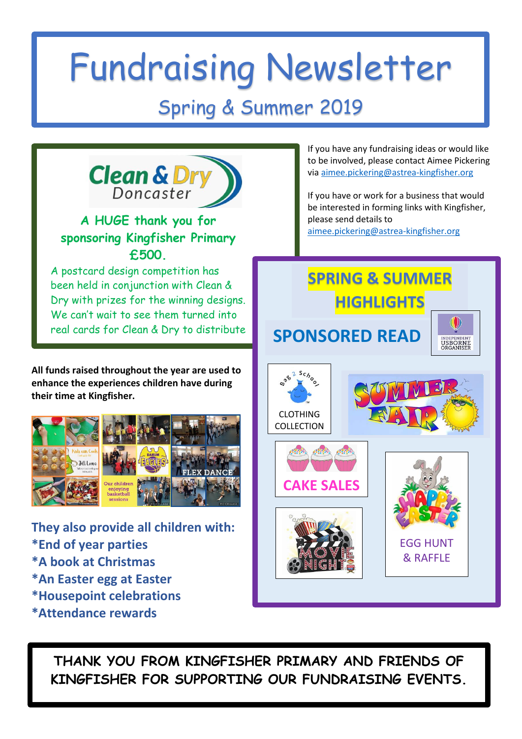# Fundraising Newsletter

## Spring & Summer 2019

Clean & Dry Doncaster

**A HUGE thank you for sponsoring Kingfisher Primary £500.**

A postcard design competition has been held in conjunction with Clean & Dry with prizes for the winning designs. We can't wait to see them turned into real cards for Clean & Dry to distribute

If you have any fundraising ideas or would like to be involved, please contact Aimee Pickering via aimee.pickering@astrea-kingfisher.org

If you have or work for a business that would be interested in forming links with Kingfisher, please send details to aimee.pickering@astrea-kingfisher.org

**All funds raised throughout the year are used to enhance the experiences children have during their time at Kingfisher.**

Kids can Cook

Our children enjoying basketball sessions

FLEX DANCE

**They also provide all children with:**

**\*End of year parties**
**\*A book at Christmas**
**\*An Easter egg at Easter**
**\*Housepoint celebrations**
**\*Attendance rewards**

## SPRING & SUMMER HIGHLIGHTS

### SPONSORED READ

INDEPENDENT USBORNE ORGANISER

Bag 2 School CLOTHING COLLECTION

SUMMER FAIR

CAKE SALES

MOVIE NIGHT

HAPPY EASTER EGG HUNT & RAFFLE

**THANK YOU FROM KINGFISHER PRIMARY AND FRIENDS OF KINGFISHER FOR SUPPORTING OUR FUNDRAISING EVENTS.**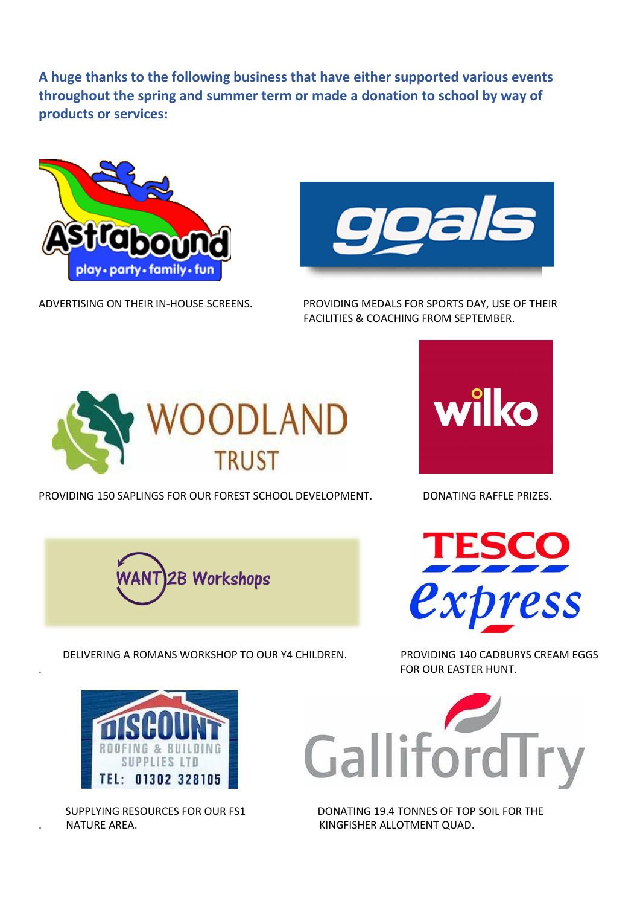**A huge thanks to the following business that have either supported various events throughout the spring and summer term or made a donation to school by way of products or services:**

Astrabound play • party • family • fun

ADVERTISING ON THEIR IN-HOUSE SCREENS.

goals

PROVIDING MEDALS FOR SPORTS DAY, USE OF THEIR FACILITIES & COACHING FROM SEPTEMBER.

WOODLAND TRUST

PROVIDING 150 SAPLINGS FOR OUR FOREST SCHOOL DEVELOPMENT.

wilko

DONATING RAFFLE PRIZES.

WANT2B Workshops

DELIVERING A ROMANS WORKSHOP TO OUR Y4 CHILDREN.

TESCO express

PROVIDING 140 CADBURYS CREAM EGGS FOR OUR EASTER HUNT.

DISCOUNT ROOFING & BUILDING SUPPLIES LTD TEL: 01302 328105

SUPPLYING RESOURCES FOR OUR FS1 NATURE AREA.

GallifordTry

DONATING 19.4 TONNES OF TOP SOIL FOR THE KINGFISHER ALLOTMENT QUAD.